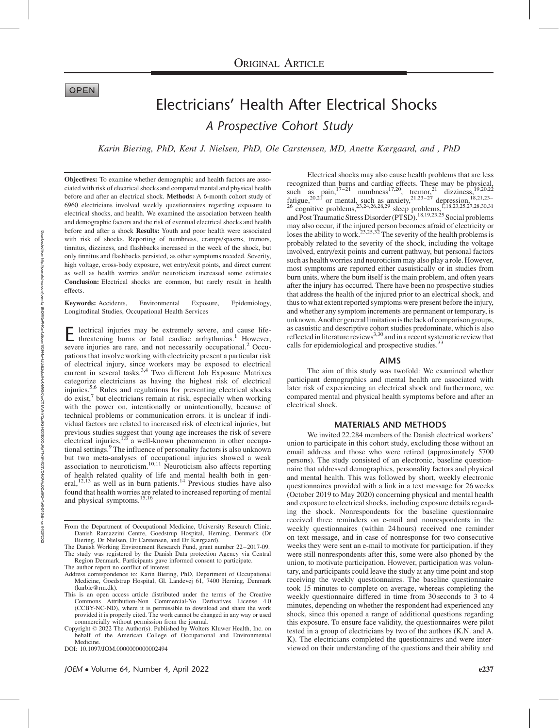ORIGINAL ARTICLE

OPEN

# Electricians' Health After Electrical Shocks

## A Prospective Cohort Study

*Karin Biering, PhD, Kent J. Nielsen, PhD, Ole Carstensen, MD, Anette Kærgaard, and , PhD*

**Objectives:** To examine whether demographic and health factors are associated with risk of electrical shocks and compared mental and physical health before and after an electrical shock. **Methods:** A 6-month cohort study of 6960 electricians involved weekly questionnaires regarding exposure to electrical shocks, and health. We examined the association between health and demographic factors and the risk of eventual electrical shocks and health before and after a shock **Results:** Youth and poor health were associated with risk of shocks. Reporting of numbness, cramps/spasms, tremors, tinnitus, dizziness, and flashbacks increased in the week of the shock, but only tinnitus and flashbacks persisted, as other symptoms receded. Severity, high voltage, cross-body exposure, wet entry/exit points, and direct current as well as health worries and/or neuroticism increased some estimates **Conclusion:** Electrical shocks are common, but rarely result in health effects.

**Keywords:** Accidents, Environmental Exposure, Epidemiology, Longitudinal Studies, Occupational Health Services

Electrical injuries may be extremely severe, and cause life-threatening burns or fatal cardiac arrhythmias.[1] However, severe injuries are rare, and not necessarily occupational.[2] Occupations that involve working with electricity present a particular risk of electrical injury, since workers may be exposed to electrical current in several tasks.[3,4] Two different Job Exposure Matrixes categorize electricians as having the highest risk of electrical injuries.[5,6] Rules and regulations for preventing electrical shocks do exist,[7] but electricians remain at risk, especially when working with the power on, intentionally or unintentionally, because of technical problems or communication errors. it is unclear if individual factors are related to increased risk of electrical injuries, but previous studies suggest that young age increases the risk of severe electrical injuries,[1,8] a well-known phenomenon in other occupational settings.[9] The influence of personality factors is also unknown but two meta-analyses of occupational injuries showed a weak association to neuroticism.[10,11] Neuroticism also affects reporting of health related quality of life and mental health both in general,[12,13] as well as in burn patients.[14] Previous studies have also found that health worries are related to increased reporting of mental and physical symptoms.[15,16]

Electrical shocks may also cause health problems that are less recognized than burns and cardiac effects. These may be physical, such as pain,[17–21] numbness[17,20], tremor,[21] dizziness,[19,20,22] fatigue,[20,21] or mental, such as anxiety,[21,23–27] depression,[18,21,23–26] cognitive problems,[23,24,26,28,29] sleep problems,[1,18,23,25,27,28,30,31] and Post Traumatic Stress Disorder (PTSD).[18,19,23,25] Social problems may also occur, if the injured person becomes afraid of electricity or loses the ability to work.[23,25,32] The severity of the health problems is probably related to the severity of the shock, including the voltage involved, entry/exit points and current pathway, but personal factors such as health worries and neuroticism may also play a role. However, most symptoms are reported either casuistically or in studies from burn units, where the burn itself is the main problem, and often years after the injury has occurred. There have been no prospective studies that address the health of the injured prior to an electrical shock, and thus to what extent reported symptoms were present before the injury, and whether any symptom increments are permanent or temporary, is unknown. Another general limitation is the lack of comparison groups, as casuistic and descriptive cohort studies predominate, which is also reflected in literature reviews[3,30] and in a recent systematic review that calls for epidemiological and prospective studies.[33]

## AIMS

The aim of this study was twofold: We examined whether participant demographics and mental health are associated with later risk of experiencing an electrical shock and furthermore, we compared mental and physical health symptoms before and after an electrical shock.

## MATERIALS AND METHODS

We invited 22.284 members of the Danish electrical workers' union to participate in this cohort study, excluding those without an email address and those who were retired (approximately 5700 persons). The study consisted of an electronic, baseline questionnaire that addressed demographics, personality factors and physical and mental health. This was followed by short, weekly electronic questionnaires provided with a link in a text message for 26 weeks (October 2019 to May 2020) concerning physical and mental health and exposure to electrical shocks, including exposure details regarding the shock. Nonrespondents for the baseline questionnaire received three reminders on e-mail and nonrespondents in the weekly questionnaires (within 24 hours) received one reminder on text message, and in case of nonresponse for two consecutive weeks they were sent an e-mail to motivate for participation. if they were still nonrespondents after this, some were also phoned by the union, to motivate participation. However, participation was voluntary, and participants could leave the study at any time point and stop receiving the weekly questionnaires. The baseline questionnaire took 15 minutes to complete on average, whereas completing the weekly questionnaire differed in time from 30 seconds to 3 to 4 minutes, depending on whether the respondent had experienced any shock, since this opened a range of additional questions regarding this exposure. To ensure face validity, the questionnaires were pilot tested in a group of electricians by two of the authors (K.N. and A. K). The electricians completed the questionnaires and were interviewed on their understanding of the questions and their ability and

---

From the Department of Occupational Medicine, University Research Clinic, Danish Ramazzini Centre, Goedstrup Hospital, Herning, Denmark (Dr Biering, Dr Nielsen, Dr Carstensen, and Dr Kærgaard).

The Danish Working Environment Research Fund, grant number 22–2017-09.

The study was registered by the Danish Data protection Agency via Central Region Denmark. Participants gave informed consent to participate.

The author report no conflict of interest.

Address correspondence to: Karin Biering, PhD, Department of Occupational Medicine, Goedstrup Hospital, Gl. Landevej 61, 7400 Herning, Denmark (karbie@rm.dk).

This is an open access article distributed under the terms of the Creative Commons Attribution-Non Commercial-No Derivatives License 4.0 (CCBY-NC-ND), where it is permissible to download and share the work provided it is properly cited. The work cannot be changed in any way or used commercially without permission from the journal.

Copyright © 2022 The Author(s). Published by Wolters Kluwer Health, Inc. on behalf of the American College of Occupational and Environmental Medicine.

DOI: 10.1097/JOM.0000000000002494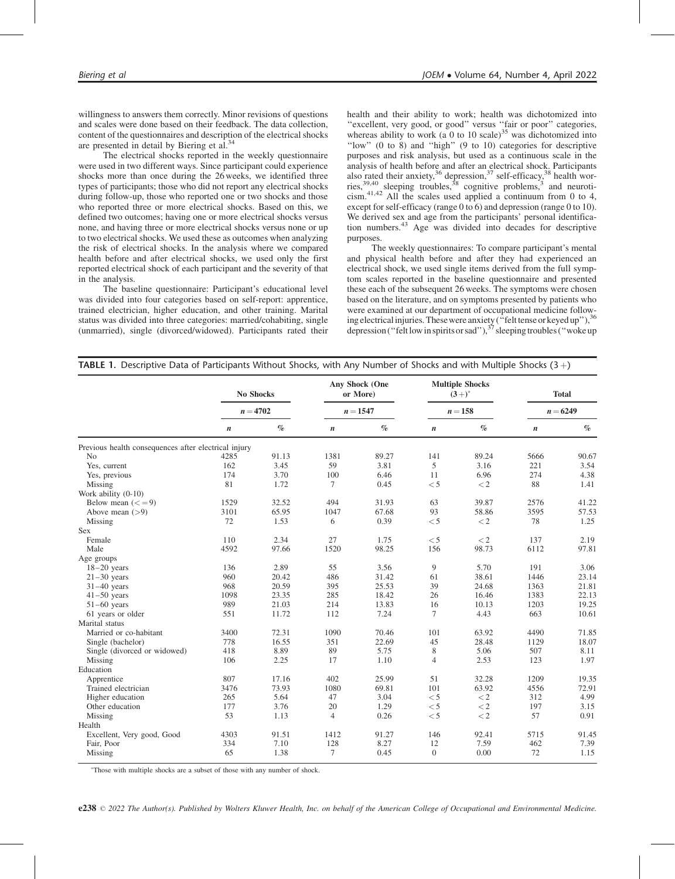willingness to answers them correctly. Minor revisions of questions and scales were done based on their feedback. The data collection, content of the questionnaires and description of the electrical shocks are presented in detail by Biering et al.[34]

The electrical shocks reported in the weekly questionnaire were used in two different ways. Since participant could experience shocks more than once during the 26 weeks, we identified three types of participants; those who did not report any electrical shocks during follow-up, those who reported one or two shocks and those who reported three or more electrical shocks. Based on this, we defined two outcomes; having one or more electrical shocks versus none, and having three or more electrical shocks versus none or up to two electrical shocks. We used these as outcomes when analyzing the risk of electrical shocks. In the analysis where we compared health before and after electrical shocks, we used only the first reported electrical shock of each participant and the severity of that in the analysis.

The baseline questionnaire: Participant's educational level was divided into four categories based on self-report: apprentice, trained electrician, higher education, and other training. Marital status was divided into three categories: married/cohabiting, single (unmarried), single (divorced/widowed). Participants rated their health and their ability to work; health was dichotomized into "excellent, very good, or good" versus "fair or poor" categories, whereas ability to work (a 0 to 10 scale)[35] was dichotomized into "low" (0 to 8) and "high" (9 to 10) categories for descriptive purposes and risk analysis, but used as a continuous scale in the analysis of health before and after an electrical shock. Participants also rated their anxiety,[36] depression,[37] self-efficacy,[38] health worries,[39,40] sleeping troubles,[38] cognitive problems,[3] and neuroticism.[41,42] All the scales used applied a continuum from 0 to 4, except for self-efficacy (range 0 to 6) and depression (range 0 to 10). We derived sex and age from the participants' personal identification numbers.[43] Age was divided into decades for descriptive purposes.

The weekly questionnaires: To compare participant's mental and physical health before and after they had experienced an electrical shock, we used single items derived from the full symptom scales reported in the baseline questionnaire and presented these each of the subsequent 26 weeks. The symptoms were chosen based on the literature, and on symptoms presented by patients who were examined at our department of occupational medicine following electrical injuries. These were anxiety ("felt tense or keyed up"),[36] depression ("felt low in spirits or sad"),[37] sleeping troubles ("woke up

**TABLE 1.** Descriptive Data of Participants Without Shocks, with Any Number of Shocks and with Multiple Shocks (3+)

| | No Shocks | | Any Shock (One or More) | | Multiple Shocks (3+)* | | Total | |
|---|---|---|---|---|---|---|---|---|
| | $n = 4702$ | | $n = 1547$ | | $n = 158$ | | $n = 6249$ | |
| | *n* | % | *n* | % | *n* | % | *n* | % |
| Previous health consequences after electrical injury | | | | | | | | |
| No | 4285 | 91.13 | 1381 | 89.27 | 141 | 89.24 | 5666 | 90.67 |
| Yes, current | 162 | 3.45 | 59 | 3.81 | 5 | 3.16 | 221 | 3.54 |
| Yes, previous | 174 | 3.70 | 100 | 6.46 | 11 | 6.96 | 274 | 4.38 |
| Missing | 81 | 1.72 | 7 | 0.45 | < 5 | < 2 | 88 | 1.41 |
| Work ability (0-10) | | | | | | | | |
| Below mean (<=9) | 1529 | 32.52 | 494 | 31.93 | 63 | 39.87 | 2576 | 41.22 |
| Above mean (>9) | 3101 | 65.95 | 1047 | 67.68 | 93 | 58.86 | 3595 | 57.53 |
| Missing | 72 | 1.53 | 6 | 0.39 | < 5 | < 2 | 78 | 1.25 |
| Sex | | | | | | | | |
| Female | 110 | 2.34 | 27 | 1.75 | < 5 | < 2 | 137 | 2.19 |
| Male | 4592 | 97.66 | 1520 | 98.25 | 156 | 98.73 | 6112 | 97.81 |
| Age groups | | | | | | | | |
| 18–20 years | 136 | 2.89 | 55 | 3.56 | 9 | 5.70 | 191 | 3.06 |
| 21–30 years | 960 | 20.42 | 486 | 31.42 | 61 | 38.61 | 1446 | 23.14 |
| 31–40 years | 968 | 20.59 | 395 | 25.53 | 39 | 24.68 | 1363 | 21.81 |
| 41–50 years | 1098 | 23.35 | 285 | 18.42 | 26 | 16.46 | 1383 | 22.13 |
| 51–60 years | 989 | 21.03 | 214 | 13.83 | 16 | 10.13 | 1203 | 19.25 |
| 61 years or older | 551 | 11.72 | 112 | 7.24 | 7 | 4.43 | 663 | 10.61 |
| Marital status | | | | | | | | |
| Married or co-habitant | 3400 | 72.31 | 1090 | 70.46 | 101 | 63.92 | 4490 | 71.85 |
| Single (bachelor) | 778 | 16.55 | 351 | 22.69 | 45 | 28.48 | 1129 | 18.07 |
| Single (divorced or widowed) | 418 | 8.89 | 89 | 5.75 | 8 | 5.06 | 507 | 8.11 |
| Missing | 106 | 2.25 | 17 | 1.10 | 4 | 2.53 | 123 | 1.97 |
| Education | | | | | | | | |
| Apprentice | 807 | 17.16 | 402 | 25.99 | 51 | 32.28 | 1209 | 19.35 |
| Trained electrician | 3476 | 73.93 | 1080 | 69.81 | 101 | 63.92 | 4556 | 72.91 |
| Higher education | 265 | 5.64 | 47 | 3.04 | < 5 | < 2 | 312 | 4.99 |
| Other education | 177 | 3.76 | 20 | 1.29 | < 5 | < 2 | 197 | 3.15 |
| Missing | 53 | 1.13 | 4 | 0.26 | < 5 | < 2 | 57 | 0.91 |
| Health | | | | | | | | |
| Excellent, Very good, Good | 4303 | 91.51 | 1412 | 91.27 | 146 | 92.41 | 5715 | 91.45 |
| Fair, Poor | 334 | 7.10 | 128 | 8.27 | 12 | 7.59 | 462 | 7.39 |
| Missing | 65 | 1.38 | 7 | 0.45 | 0 | 0.00 | 72 | 1.15 |

*Those with multiple shocks are a subset of those with any number of shock.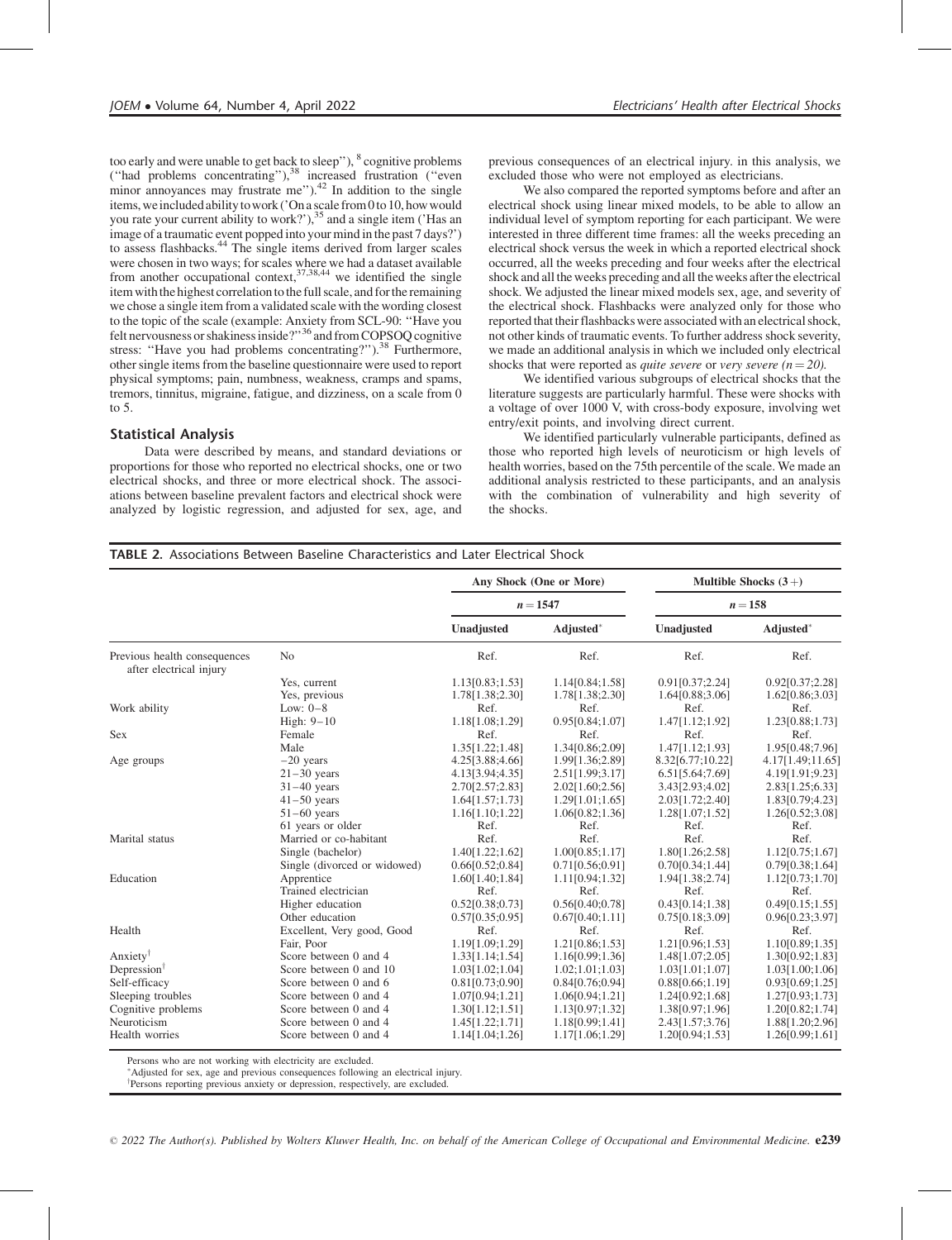too early and were unable to get back to sleep''),[8] cognitive problems (''had problems concentrating''),[38] increased frustration (''even minor annoyances may frustrate me'').[42] In addition to the single items, we included ability to work ('On a scale from 0 to 10, how would you rate your current ability to work?'),[35] and a single item ('Has an image of a traumatic event popped into your mind in the past 7 days?') to assess flashbacks.[44] The single items derived from larger scales were chosen in two ways; for scales where we had a dataset available from another occupational context,[37,38,44] we identified the single item with the highest correlation to the full scale, and for the remaining we chose a single item from a validated scale with the wording closest to the topic of the scale (example: Anxiety from SCL-90: ''Have you felt nervousness or shakiness inside?''[36] and from COPSOQ cognitive stress: ''Have you had problems concentrating?'').[38] Furthermore, other single items from the baseline questionnaire were used to report physical symptoms; pain, numbness, weakness, cramps and spams, tremors, tinnitus, migraine, fatigue, and dizziness, on a scale from 0 to 5.

### Statistical Analysis

Data were described by means, and standard deviations or proportions for those who reported no electrical shocks, one or two electrical shocks, and three or more electrical shock. The associations between baseline prevalent factors and electrical shock were analyzed by logistic regression, and adjusted for sex, age, and previous consequences of an electrical injury. in this analysis, we excluded those who were not employed as electricians.

We also compared the reported symptoms before and after an electrical shock using linear mixed models, to be able to allow an individual level of symptom reporting for each participant. We were interested in three different time frames: all the weeks preceding an electrical shock versus the week in which a reported electrical shock occurred, all the weeks preceding and four weeks after the electrical shock and all the weeks preceding and all the weeks after the electrical shock. We adjusted the linear mixed models sex, age, and severity of the electrical shock. Flashbacks were analyzed only for those who reported that their flashbacks were associated with an electrical shock, not other kinds of traumatic events. To further address shock severity, we made an additional analysis in which we included only electrical shocks that were reported as *quite severe* or *very severe* ($n = 20$).

We identified various subgroups of electrical shocks that the literature suggests are particularly harmful. These were shocks with a voltage of over 1000 V, with cross-body exposure, involving wet entry/exit points, and involving direct current.

We identified particularly vulnerable participants, defined as those who reported high levels of neuroticism or high levels of health worries, based on the 75th percentile of the scale. We made an additional analysis restricted to these participants, and an analysis with the combination of vulnerability and high severity of the shocks.

**TABLE 2.** Associations Between Baseline Characteristics and Later Electrical Shock

| | | Any Shock (One or More) | | Multible Shocks (3+) | |
|---|---|---|---|---|---|
| | | $n = 1547$ | | $n = 158$ | |
| | | Unadjusted | Adjusted* | Unadjusted | Adjusted* |
| Previous health consequences after electrical injury | No | Ref. | Ref. | Ref. | Ref. |
| | Yes, current | 1.13[0.83;1.53] | 1.14[0.84;1.58] | 0.91[0.37;2.24] | 0.92[0.37;2.28] |
| | Yes, previous | 1.78[1.38;2.30] | 1.78[1.38;2.30] | 1.64[0.88;3.06] | 1.62[0.86;3.03] |
| Work ability | Low: 0–8 | Ref. | Ref. | Ref. | Ref. |
| | High: 9–10 | 1.18[1.08;1.29] | 0.95[0.84;1.07] | 1.47[1.12;1.92] | 1.23[0.88;1.73] |
| Sex | Female | Ref. | Ref. | Ref. | Ref. |
| | Male | 1.35[1.22;1.48] | 1.34[0.86;2.09] | 1.47[1.12;1.93] | 1.95[0.48;7.96] |
| Age groups | –20 years | 4.25[3.88;4.66] | 1.99[1.36;2.89] | 8.32[6.77;10.22] | 4.17[1.49;11.65] |
| | 21–30 years | 4.13[3.94;4.35] | 2.51[1.99;3.17] | 6.51[5.64;7.69] | 4.19[1.91;9.23] |
| | 31–40 years | 2.70[2.57;2.83] | 2.02[1.60;2.56] | 3.43[2.93;4.02] | 2.83[1.25;6.33] |
| | 41–50 years | 1.64[1.57;1.73] | 1.29[1.01;1.65] | 2.03[1.72;2.40] | 1.83[0.79;4.23] |
| | 51–60 years | 1.16[1.10;1.22] | 1.06[0.82;1.36] | 1.28[1.07;1.52] | 1.26[0.52;3.08] |
| | 61 years or older | Ref. | Ref. | Ref. | Ref. |
| Marital status | Married or co-habitant | Ref. | Ref. | Ref. | Ref. |
| | Single (bachelor) | 1.40[1.22;1.62] | 1.00[0.85;1.17] | 1.80[1.26;2.58] | 1.12[0.75;1.67] |
| | Single (divorced or widowed) | 0.66[0.52;0.84] | 0.71[0.56;0.91] | 0.70[0.34;1.44] | 0.79[0.38;1.64] |
| Education | Apprentice | 1.60[1.40;1.84] | 1.11[0.94;1.32] | 1.94[1.38;2.74] | 1.12[0.73;1.70] |
| | Trained electrician | Ref. | Ref. | Ref. | Ref. |
| | Higher education | 0.52[0.38;0.73] | 0.56[0.40;0.78] | 0.43[0.14;1.38] | 0.49[0.15;1.55] |
| | Other education | 0.57[0.35;0.95] | 0.67[0.40;1.11] | 0.75[0.18;3.09] | 0.96[0.23;3.97] |
| Health | Excellent, Very good, Good | Ref. | Ref. | Ref. | Ref. |
| | Fair, Poor | 1.19[1.09;1.29] | 1.21[0.86;1.53] | 1.21[0.96;1.53] | 1.10[0.89;1.35] |
| Anxiety† | Score between 0 and 4 | 1.33[1.14;1.54] | 1.16[0.99;1.36] | 1.48[1.07;2.05] | 1.30[0.92;1.83] |
| Depression† | Score between 0 and 10 | 1.03[1.02;1.04] | 1.02;1.01;1.03] | 1.03[1.01;1.07] | 1.03[1.00;1.06] |
| Self-efficacy | Score between 0 and 6 | 0.81[0.73;0.90] | 0.84[0.76;0.94] | 0.88[0.66;1.19] | 0.93[0.69;1.25] |
| Sleeping troubles | Score between 0 and 4 | 1.07[0.94;1.21] | 1.06[0.94;1.21] | 1.24[0.92;1.68] | 1.27[0.93;1.73] |
| Cognitive problems | Score between 0 and 4 | 1.30[1.12;1.51] | 1.13[0.97;1.32] | 1.38[0.97;1.96] | 1.20[0.82;1.74] |
| Neuroticism | Score between 0 and 4 | 1.45[1.22;1.71] | 1.18[0.99;1.41] | 2.43[1.57;3.76] | 1.88[1.20;2.96] |
| Health worries | Score between 0 and 4 | 1.14[1.04;1.26] | 1.17[1.06;1.29] | 1.20[0.94;1.53] | 1.26[0.99;1.61] |

Persons who are not working with electricity are excluded.
*Adjusted for sex, age and previous consequences following an electrical injury.
†Persons reporting previous anxiety or depression, respectively, are excluded.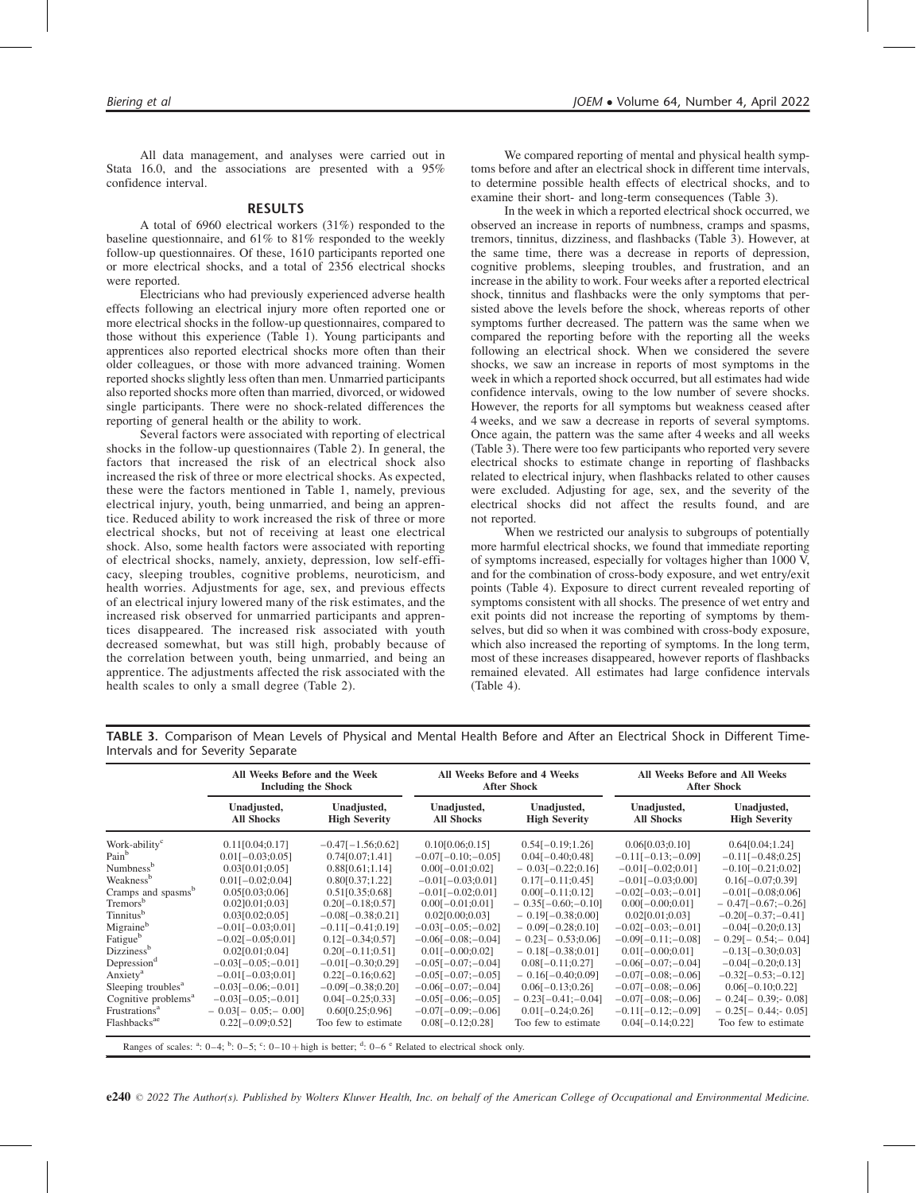All data management, and analyses were carried out in Stata 16.0, and the associations are presented with a 95% confidence interval.

## RESULTS

A total of 6960 electrical workers (31%) responded to the baseline questionnaire, and 61% to 81% responded to the weekly follow-up questionnaires. Of these, 1610 participants reported one or more electrical shocks, and a total of 2356 electrical shocks were reported.

Electricians who had previously experienced adverse health effects following an electrical injury more often reported one or more electrical shocks in the follow-up questionnaires, compared to those without this experience (Table 1). Young participants and apprentices also reported electrical shocks more often than their older colleagues, or those with more advanced training. Women reported shocks slightly less often than men. Unmarried participants also reported shocks more often than married, divorced, or widowed single participants. There were no shock-related differences the reporting of general health or the ability to work.

Several factors were associated with reporting of electrical shocks in the follow-up questionnaires (Table 2). In general, the factors that increased the risk of an electrical shock also increased the risk of three or more electrical shocks. As expected, these were the factors mentioned in Table 1, namely, previous electrical injury, youth, being unmarried, and being an apprentice. Reduced ability to work increased the risk of three or more electrical shocks, but not of receiving at least one electrical shock. Also, some health factors were associated with reporting of electrical shocks, namely, anxiety, depression, low self-efficacy, sleeping troubles, cognitive problems, neuroticism, and health worries. Adjustments for age, sex, and previous effects of an electrical injury lowered many of the risk estimates, and the increased risk observed for unmarried participants and apprentices disappeared. The increased risk associated with youth decreased somewhat, but was still high, probably because of the correlation between youth, being unmarried, and being an apprentice. The adjustments affected the risk associated with the health scales to only a small degree (Table 2).

We compared reporting of mental and physical health symptoms before and after an electrical shock in different time intervals, to determine possible health effects of electrical shocks, and to examine their short- and long-term consequences (Table 3).

In the week in which a reported electrical shock occurred, we observed an increase in reports of numbness, cramps and spasms, tremors, tinnitus, dizziness, and flashbacks (Table 3). However, at the same time, there was a decrease in reports of depression, cognitive problems, sleeping troubles, and frustration, and an increase in the ability to work. Four weeks after a reported electrical shock, tinnitus and flashbacks were the only symptoms that persisted above the levels before the shock, whereas reports of other symptoms further decreased. The pattern was the same when we compared the reporting before with the reporting all the weeks following an electrical shock. When we considered the severe shocks, we saw an increase in reports of most symptoms in the week in which a reported shock occurred, but all estimates had wide confidence intervals, owing to the low number of severe shocks. However, the reports for all symptoms but weakness ceased after 4 weeks, and we saw a decrease in reports of several symptoms. Once again, the pattern was the same after 4 weeks and all weeks (Table 3). There were too few participants who reported very severe electrical shocks to estimate change in reporting of flashbacks related to electrical injury, when flashbacks related to other causes were excluded. Adjusting for age, sex, and the severity of the electrical shocks did not affect the results found, and are not reported.

When we restricted our analysis to subgroups of potentially more harmful electrical shocks, we found that immediate reporting of symptoms increased, especially for voltages higher than 1000 V, and for the combination of cross-body exposure, and wet entry/exit points (Table 4). Exposure to direct current revealed reporting of symptoms consistent with all shocks. The presence of wet entry and exit points did not increase the reporting of symptoms by themselves, but did so when it was combined with cross-body exposure, which also increased the reporting of symptoms. In the long term, most of these increases disappeared, however reports of flashbacks remained elevated. All estimates had large confidence intervals (Table 4).

**TABLE 3.** Comparison of Mean Levels of Physical and Mental Health Before and After an Electrical Shock in Different Time-Intervals and for Severity Separate

| | All Weeks Before and the Week Including the Shock | | All Weeks Before and 4 Weeks After Shock | | All Weeks Before and All Weeks After Shock | |
|---|---|---|---|---|---|---|
| | Unadjusted, All Shocks | Unadjusted, High Severity | Unadjusted, All Shocks | Unadjusted, High Severity | Unadjusted, All Shocks | Unadjusted, High Severity |
| Work-ability[c] | 0.11[0.04;0.17] | −0.47[−1.56;0.62] | 0.10[0.06;0.15] | 0.54[−0.19;1.26] | 0.06[0.03;0.10] | 0.64[0.04;1.24] |
| Pain[b] | 0.01[−0.03;0.05] | 0.74[0.07;1.41] | −0.07[−0.10;−0.05] | 0.04[−0.40;0.48] | −0.11[−0.13;−0.09] | −0.11[−0.48;0.25] |
| Numbness[b] | 0.03[0.01;0.05] | 0.88[0.61;1.14] | 0.00[−0.01;0.02] | − 0.03[−0.22;0.16] | −0.01[−0.02;0.01] | −0.10[−0.21;0.02] |
| Weakness[b] | 0.01[−0.02;0.04] | 0.80[0.37;1.22] | −0.01[−0.03;0.01] | 0.17[−0.11;0.45] | −0.01[−0.03;0.00] | 0.16[−0.07;0.39] |
| Cramps and spasms[b] | 0.05[0.03;0.06] | 0.51[0.35;0.68] | −0.01[−0.02;0.01] | 0.00[−0.11;0.12] | −0.02[−0.03;−0.01] | −0.01[−0.08;0.06] |
| Tremors[b] | 0.02[0.01;0.03] | 0.20[−0.18;0.57] | 0.00[−0.01;0.01] | − 0.35[−0.60;−0.10] | 0.00[−0.00;0.01] | − 0.47[−0.67;−0.26] |
| Tinnitus[b] | 0.03[0.02;0.05] | −0.08[−0.38;0.21] | 0.02[0.00;0.03] | − 0.19[−0.38;0.00] | 0.02[0.01;0.03] | −0.20[−0.37;−0.41] |
| Migraine[b] | −0.01[−0.03;0.01] | −0.11[−0.41;0.19] | −0.03[−0.05;−0.02] | − 0.09[−0.28;0.10] | −0.02[−0.03;−0.01] | −0.04[−0.20;0.13] |
| Fatigue[b] | −0.02[−0.05;0.01] | 0.12[−0.34;0.57] | −0.06[−0.08;−0.04] | − 0.23[− 0.53;0.06] | −0.09[−0.11;−0.08] | − 0.29[− 0.54;− 0.04] |
| Dizziness[b] | 0.02[0.01;0.04] | 0.20[−0.11;0.51] | 0.01[−0.00;0.02] | − 0.18[−0.38;0.01] | 0.01[−0.00;0.01] | −0.13[−0.30;0.03] |
| Depression[d] | −0.03[−0.05;−0.01] | −0.01[−0.30;0.29] | −0.05[−0.07;−0.04] | 0.08[−0.11;0.27] | −0.06[−0.07;−0.04] | −0.04[−0.20;0.13] |
| Anxiety[a] | −0.01[−0.03;0.01] | 0.22[−0.16;0.62] | −0.05[−0.07;−0.05] | − 0.16[−0.40;0.09] | −0.07[−0.08;−0.06] | −0.32[−0.53;−0.12] |
| Sleeping troubles[a] | −0.03[−0.06;−0.01] | −0.09[−0.38;0.20] | −0.06[−0.07;−0.04] | 0.06[−0.13;0.26] | −0.07[−0.08;−0.06] | 0.06[−0.10;0.22] |
| Cognitive problems[a] | −0.03[−0.05;−0.01] | 0.04[−0.25;0.33] | −0.05[−0.06;−0.05] | − 0.23[−0.41;−0.04] | −0.07[−0.08;−0.06] | − 0.24[− 0.39;- 0.08] |
| Frustrations[a] | − 0.03[− 0.05;− 0.00] | 0.60[0.25;0.96] | −0.07[−0.09;−0.06] | 0.01[−0.24;0.26] | −0.11[−0.12;−0.09] | − 0.25[− 0.44;- 0.05] |
| Flashbacks[ae] | 0.22[−0.09;0.52] | Too few to estimate | 0.08[−0.12;0.28] | Too few to estimate | 0.04[−0.14;0.22] | Too few to estimate |

Ranges of scales: [a]: 0–4; [b]: 0–5; [c]: 0–10 + high is better; [d]: 0–6 [e] Related to electrical shock only.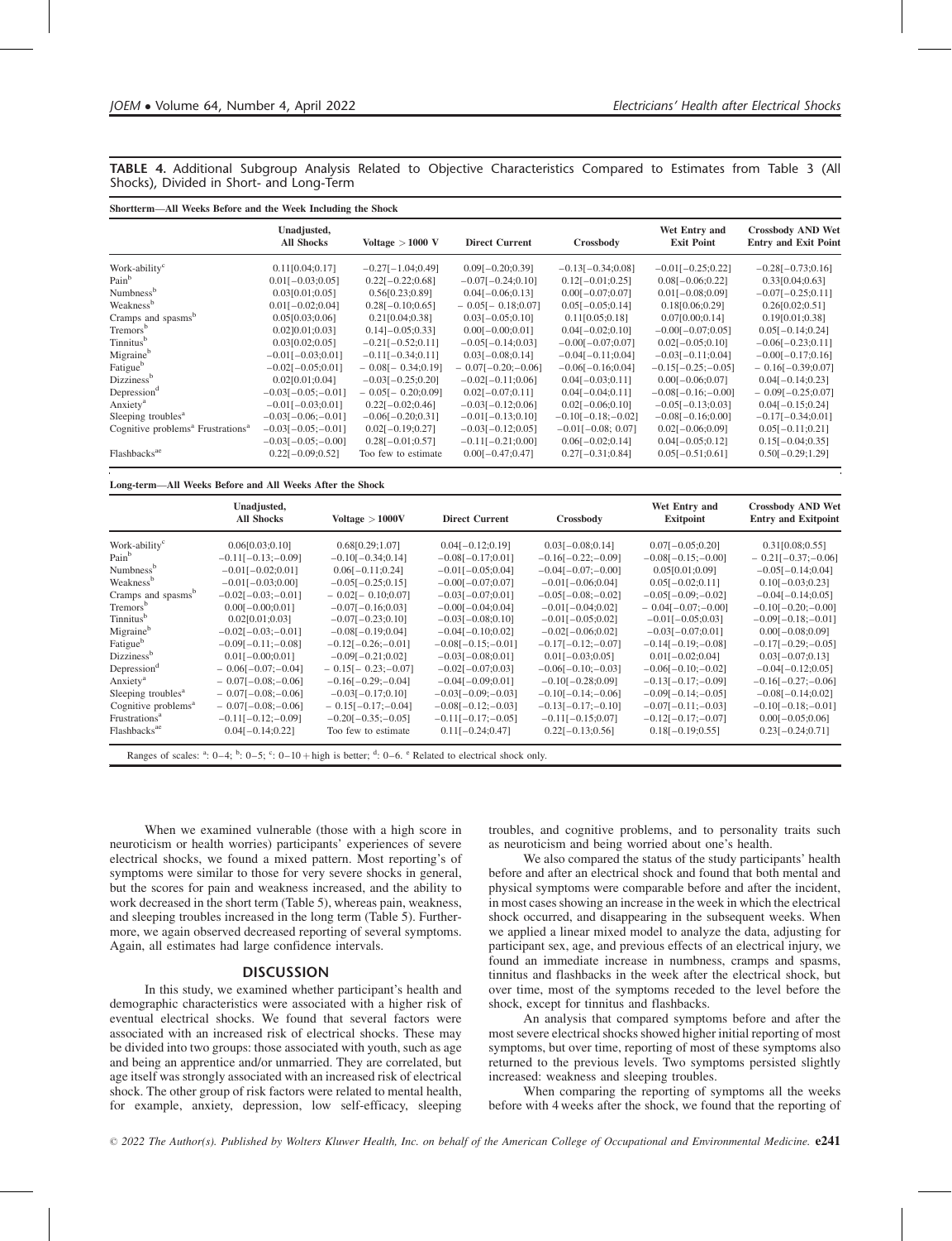**TABLE 4.** Additional Subgroup Analysis Related to Objective Characteristics Compared to Estimates from Table 3 (All Shocks), Divided in Short- and Long-Term

**Shortterm—All Weeks Before and the Week Including the Shock**

| | Unadjusted, All Shocks | Voltage > 1000 V | Direct Current | Crossbody | Wet Entry and Exit Point | Crossbody AND Wet Entry and Exit Point |
|---|---|---|---|---|---|---|
| Work-ability[c] | 0.11[0.04;0.17] | −0.27[−1.04;0.49] | 0.09[−0.20;0.39] | −0.13[−0.34;0.08] | −0.01[−0.25;0.22] | −0.28[−0.73;0.16] |
| Pain[b] | 0.01[−0.03;0.05] | 0.22[−0.22;0.68] | −0.07[−0.24;0.10] | 0.12[−0.01;0.25] | 0.08[−0.06;0.22] | 0.33[0.04;0.63] |
| Numbness[b] | 0.03[0.01;0.05] | 0.56[0.23;0.89] | 0.04[−0.06;0.13] | 0.00[−0.07;0.07] | 0.01[−0.08;0.09] | −0.07[−0.25;0.11] |
| Weakness[b] | 0.01[−0.02;0.04] | 0.28[−0.10;0.65] | − 0.05[− 0.18;0.07] | 0.05[−0.05;0.14] | 0.18[0.06;0.29] | 0.26[0.02;0.51] |
| Cramps and spasms[b] | 0.05[0.03;0.06] | 0.21[0.04;0.38] | 0.03[−0.05;0.10] | 0.11[0.05;0.18] | 0.07[0.00;0.14] | 0.19[0.01;0.38] |
| Tremors[b] | 0.02[0.01;0.03] | 0.14[−0.05;0.33] | 0.00[−0.00;0.01] | 0.04[−0.02;0.10] | −0.00[−0.07;0.05] | 0.05[−0.14;0.24] |
| Tinnitus[b] | 0.03[0.02;0.05] | −0.21[−0.52;0.11] | −0.05[−0.14;0.03] | −0.00[−0.07;0.07] | 0.02[−0.05;0.10] | −0.06[−0.23;0.11] |
| Migraine[b] | −0.02[−0.03;−0.01] | −0.11[−0.34;0.11] | 0.03[−0.08;0.14] | −0.04[−0.11;0.04] | −0.03[−0.11;0.04] | −0.00[−0.17;0.16] |
| Fatigue[b] | −0.02[−0.05;0.01] | − 0.08[− 0.34;0.19] | − 0.07[−0.20;−0.06] | −0.06[−0.16;0.04] | −0.15[−0.25;−0.05] | − 0.16[−0.39;0.07] |
| Dizziness[b] | 0.02[0.01;0.04] | −0.03[−0.25;0.20] | −0.02[−0.11;0.06] | 0.04[−0.03;0.11] | 0.00[−0.06;0.07] | 0.04[−0.14;0.23] |
| Depression[d] | −0.03[−0.05;−0.01] | − 0.05[− 0.20;0.09] | 0.02[−0.07;0.11] | 0.04[−0.04;0.11] | −0.08[−0.16;−0.00] | − 0.09[−0.25;0.07] |
| Anxiety[a] | −0.01[−0.03;0.01] | 0.22[−0.02;0.46] | −0.03[−0.12;0.06] | 0.02[−0.06;0.10] | −0.05[−0.13;0.03] | 0.04[−0.15;0.24] |
| Sleeping troubles[a] | −0.03[−0.06;−0.01] | −0.06[−0.20;0.31] | −0.01[−0.13;0.10] | −0.10[−0.18;−0.02] | −0.08[−0.16;0.00] | −0.17[−0.34;0.01] |
| Cognitive problems[a] | −0.03[−0.05;−0.01] | 0.02[−0.19;0.27] | −0.03[−0.12;0.05] | −0.01[−0.08; 0.07] | 0.02[−0.06;0.09] | 0.05[−0.11;0.21] |
| Frustrations[a] | −0.03[−0.05;−0.00] | 0.28[−0.01;0.57] | −0.11[−0.21;0.00] | 0.06[−0.02;0.14] | 0.04[−0.05;0.12] | 0.15[−0.04;0.35] |
| Flashbacks[ae] | 0.22[−0.09;0.52] | Too few to estimate | 0.00[−0.47;0.47] | 0.27[−0.31;0.84] | 0.05[−0.51;0.61] | 0.50[−0.29;1.29] |

**Long-term—All Weeks Before and All Weeks After the Shock**

| | Unadjusted, All Shocks | Voltage > 1000V | Direct Current | Crossbody | Wet Entry and Exitpoint | Crossbody AND Wet Entry and Exitpoint |
|---|---|---|---|---|---|---|
| Work-ability[c] | 0.06[0.03;0.10] | 0.68[0.29;1.07] | 0.04[−0.12;0.19] | 0.03[−0.08;0.14] | 0.07[−0.05;0.20] | 0.31[0.08;0.55] |
| Pain[b] | −0.11[−0.13;−0.09] | −0.10[−0.34;0.14] | −0.08[−0.17;0.01] | −0.16[−0.22;−0.09] | −0.08[−0.15;−0.00] | − 0.21[−0.37;−0.06] |
| Numbness[b] | −0.01[−0.02;0.01] | 0.06[−0.11;0.24] | −0.01[−0.05;0.04] | −0.04[−0.07;−0.00] | 0.05[0.01;0.09] | −0.05[−0.14;0.04] |
| Weakness[b] | −0.01[−0.03;0.00] | −0.05[−0.25;0.15] | −0.00[−0.07;0.07] | −0.01[−0.06;0.04] | 0.05[−0.02;0.11] | 0.10[−0.03;0.23] |
| Cramps and spasms[b] | −0.02[−0.03;−0.01] | − 0.02[− 0.10;0.07] | −0.03[−0.07;0.01] | −0.05[−0.08;−0.02] | −0.05[−0.09;−0.02] | −0.04[−0.14;0.05] |
| Tremors[b] | 0.00[−0.00;0.01] | −0.07[−0.16;0.03] | −0.00[−0.04;0.04] | −0.01[−0.04;0.02] | − 0.04[−0.07;−0.00] | −0.10[−0.20;−0.00] |
| Tinnitus[b] | 0.02[0.01;0.03] | −0.07[−0.23;0.10] | −0.03[−0.08;0.10] | −0.01[−0.05;0.02] | −0.01[−0.05;0.03] | −0.09[−0.18;−0.01] |
| Migraine[b] | −0.02[−0.03;−0.01] | −0.08[−0.19;0.04] | −0.04[−0.10;0.02] | −0.02[−0.06;0.02] | −0.03[−0.07;0.01] | 0.00[−0.08;0.09] |
| Fatigue[b] | −0.09[−0.11;−0.08] | −0.12[−0.26;−0.01] | −0.08[−0.15;−0.01] | −0.17[−0.12;−0.07] | −0.14[−0.19;−0.08] | −0.17[−0.29;−0.05] |
| Dizziness[b] | 0.01[−0.00;0.01] | −0.09[−0.21;0.02] | −0.03[−0.08;0.01] | 0.01[−0.03;0.05] | 0.01[−0.02;0.04] | 0.03[−0.07;0.13] |
| Depression[d] | − 0.06[−0.07;−0.04] | − 0.15[− 0.23;−0.07] | −0.02[−0.07;0.03] | −0.06[−0.10;−0.03] | −0.06[−0.10;−0.02] | −0.04[−0.12;0.05] |
| Anxiety[a] | − 0.07[−0.08;−0.06] | −0.16[−0.29;−0.04] | −0.04[−0.09;0.01] | −0.10[−0.28;0.09] | −0.13[−0.17;−0.09] | −0.16[−0.27;−0.06] |
| Sleeping troubles[a] | − 0.07[−0.08;−0.06] | −0.03[−0.17;0.10] | −0.03[−0.09;−0.03] | −0.10[−0.14;−0.06] | −0.09[−0.14;−0.05] | −0.08[−0.14;0.02] |
| Cognitive problems[a] | − 0.07[−0.08;−0.06] | − 0.15[−0.17;−0.04] | −0.08[−0.12;−0.03] | −0.13[−0.17;−0.10] | −0.07[−0.11;−0.03] | −0.10[−0.18;−0.01] |
| Frustrations[a] | −0.11[−0.12;−0.09] | −0.20[−0.35;−0.05] | −0.11[−0.17;−0.05] | −0.11[−0.15;0.07] | −0.12[−0.17;−0.07] | 0.00[−0.05;0.06] |
| Flashbacks[ae] | 0.04[−0.14;0.22] | Too few to estimate | 0.11[−0.24;0.47] | 0.22[−0.13;0.56] | 0.18[−0.19;0.55] | 0.23[−0.24;0.71] |

Ranges of scales: [a]: 0–4; [b]: 0–5; [c]: 0–10 + high is better; [d]: 0–6. [e] Related to electrical shock only.

When we examined vulnerable (those with a high score in neuroticism or health worries) participants' experiences of severe electrical shocks, we found a mixed pattern. Most reporting's of symptoms were similar to those for very severe shocks in general, but the scores for pain and weakness increased, and the ability to work decreased in the short term (Table 5), whereas pain, weakness, and sleeping troubles increased in the long term (Table 5). Furthermore, we again observed decreased reporting of several symptoms. Again, all estimates had large confidence intervals.

## DISCUSSION

In this study, we examined whether participant's health and demographic characteristics were associated with a higher risk of eventual electrical shocks. We found that several factors were associated with an increased risk of electrical shocks. These may be divided into two groups: those associated with youth, such as age and being an apprentice and/or unmarried. They are correlated, but age itself was strongly associated with an increased risk of electrical shock. The other group of risk factors were related to mental health, for example, anxiety, depression, low self-efficacy, sleeping troubles, and cognitive problems, and to personality traits such as neuroticism and being worried about one's health.

We also compared the status of the study participants' health before and after an electrical shock and found that both mental and physical symptoms were comparable before and after the incident, in most cases showing an increase in the week in which the electrical shock occurred, and disappearing in the subsequent weeks. When we applied a linear mixed model to analyze the data, adjusting for participant sex, age, and previous effects of an electrical injury, we found an immediate increase in numbness, cramps and spasms, tinnitus and flashbacks in the week after the electrical shock, but over time, most of the symptoms receded to the level before the shock, except for tinnitus and flashbacks.

An analysis that compared symptoms before and after the most severe electrical shocks showed higher initial reporting of most symptoms, but over time, reporting of most of these symptoms also returned to the previous levels. Two symptoms persisted slightly increased: weakness and sleeping troubles.

When comparing the reporting of symptoms all the weeks before with 4 weeks after the shock, we found that the reporting of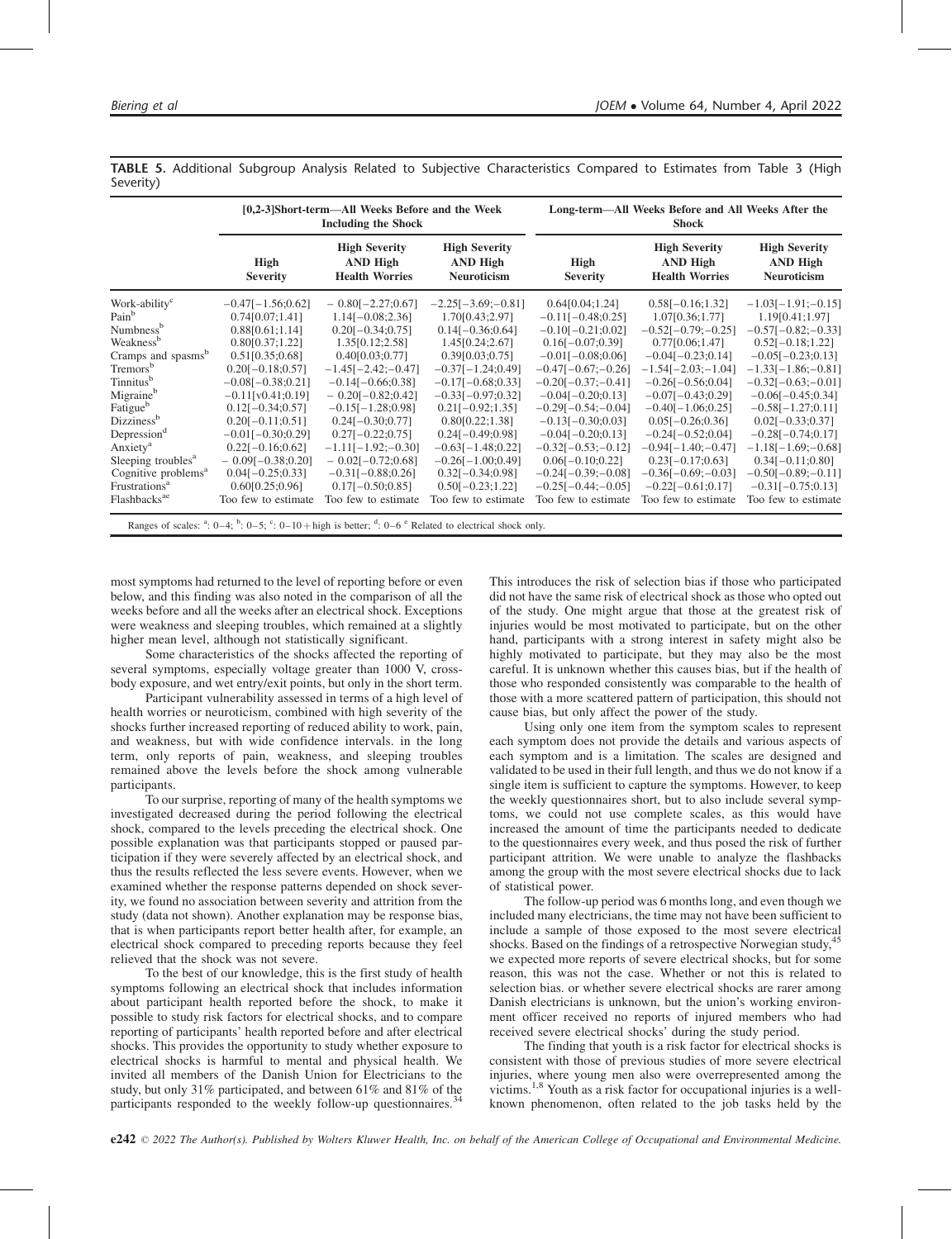**TABLE 5.** Additional Subgroup Analysis Related to Subjective Characteristics Compared to Estimates from Table 3 (High Severity)

| | [0,2-3]Short-term—All Weeks Before and the Week Including the Shock | | | Long-term—All Weeks Before and All Weeks After the Shock | | |
|---|---|---|---|---|---|---|
| | High Severity | High Severity AND High Health Worries | High Severity AND High Neuroticism | High Severity | High Severity AND High Health Worries | High Severity AND High Neuroticism |
| Work-ability[c] | −0.47[−1.56;0.62] | − 0.80[−2.27;0.67] | −2.25[−3.69;−0.81] | 0.64[0.04;1.24] | 0.58[−0.16;1.32] | −1.03[−1.91;−0.15] |
| Pain[b] | 0.74[0.07;1.41] | 1.14[−0.08;2.36] | 1.70[0.43;2.97] | −0.11[−0.48;0.25] | 1.07[0.36;1.77] | 1.19[0.41;1.97] |
| Numbness[b] | 0.88[0.61;1.14] | 0.20[−0.34;0.75] | 0.14[−0.36;0.64] | −0.10[−0.21;0.02] | −0.52[−0.79;−0.25] | −0.57[−0.82;−0.33] |
| Weakness[b] | 0.80[0.37;1.22] | 1.35[0.12;2.58] | 1.45[0.24;2.67] | 0.16[−0.07;0.39] | 0.77[0.06;1.47] | 0.52[−0.18;1.22] |
| Cramps and spasms[b] | 0.51[0.35;0.68] | 0.40[0.03;0.77] | 0.39[0.03;0.75] | −0.01[−0.08;0.06] | −0.04[−0.23;0.14] | −0.05[−0.23;0.13] |
| Tremors[b] | 0.20[−0.18;0.57] | −1.45[−2.42;−0.47] | −0.37[−1.24;0.49] | −0.47[−0.67;−0.26] | −1.54[−2.03;−1.04] | −1.33[−1.86;−0.81] |
| Tinnitus[b] | −0.08[−0.38;0.21] | −0.14[−0.66;0.38] | −0.17[−0.68;0.33] | −0.20[−0.37;−0.41] | −0.26[−0.56;0.04] | −0.32[−0.63;−0.01] |
| Migraine[b] | −0.11[v0.41;0.19] | − 0.20[−0.82;0.42] | −0.33[−0.97;0.32] | −0.04[−0.20;0.13] | −0.07[−0.43;0.29] | −0.06[−0.45;0.34] |
| Fatigue[b] | 0.12[−0.34;0.57] | −0.15[−1.28;0.98] | 0.21[−0.92;1.35] | −0.29[−0.54;−0.04] | −0.40[−1.06;0.25] | −0.58[−1.27;0.11] |
| Dizziness[b] | 0.20[−0.11;0.51] | 0.24[−0.30;0.77] | 0.80[0.22;1.38] | −0.13[−0.30;0.03] | 0.05[−0.26;0.36] | 0.02[−0.33;0.37] |
| Depression[d] | −0.01[−0.30;0.29] | 0.27[−0.22;0.75] | 0.24[−0.49;0.98] | −0.04[−0.20;0.13] | −0.24[−0.52;0.04] | −0.28[−0.74;0.17] |
| Anxiety[a] | 0.22[−0.16;0.62] | −1.11[−1.92;−0.30] | −0.63[−1.48;0.22] | −0.32[−0.53;−0.12] | −0.94[−1.40;−0.47] | −1.18[−1.69;−0.68] |
| Sleeping troubles[a] | − 0.09[−0.38;0.20] | − 0.02[−0.72;0.68] | −0.26[−1.00;0.49] | 0.06[−0.10;0.22] | 0.23[−0.17;0.63] | 0.34[−0.11;0.80] |
| Cognitive problems[a] | 0.04[−0.25;0.33] | −0.31[−0.88;0.26] | 0.32[−0.34;0.98] | −0.24[−0.39;−0.08] | −0.36[−0.69;−0.03] | −0.50[−0.89;−0.11] |
| Frustrations[a] | 0.60[0.25;0.96] | 0.17[−0.50;0.85] | 0.50[−0.23;1.22] | −0.25[−0.44;−0.05] | −0.22[−0.61;0.17] | −0.31[−0.75;0.13] |
| Flashbacks[ae] | Too few to estimate | Too few to estimate | Too few to estimate | Too few to estimate | Too few to estimate | Too few to estimate |

Ranges of scales: [a]: 0–4; [b]: 0–5; [c]: 0–10 + high is better; [d]: 0–6 [e] Related to electrical shock only.

most symptoms had returned to the level of reporting before or even below, and this finding was also noted in the comparison of all the weeks before and all the weeks after an electrical shock. Exceptions were weakness and sleeping troubles, which remained at a slightly higher mean level, although not statistically significant.

Some characteristics of the shocks affected the reporting of several symptoms, especially voltage greater than 1000 V, cross-body exposure, and wet entry/exit points, but only in the short term.

Participant vulnerability assessed in terms of a high level of health worries or neuroticism, combined with high severity of the shocks further increased reporting of reduced ability to work, pain, and weakness, but with wide confidence intervals. in the long term, only reports of pain, weakness, and sleeping troubles remained above the levels before the shock among vulnerable participants.

To our surprise, reporting of many of the health symptoms we investigated decreased during the period following the electrical shock, compared to the levels preceding the electrical shock. One possible explanation was that participants stopped or paused participation if they were severely affected by an electrical shock, and thus the results reflected the less severe events. However, when we examined whether the response patterns depended on shock severity, we found no association between severity and attrition from the study (data not shown). Another explanation may be response bias, that is when participants report better health after, for example, an electrical shock compared to preceding reports because they feel relieved that the shock was not severe.

To the best of our knowledge, this is the first study of health symptoms following an electrical shock that includes information about participant health reported before the shock, to make it possible to study risk factors for electrical shocks, and to compare reporting of participants' health reported before and after electrical shocks. This provides the opportunity to study whether exposure to electrical shocks is harmful to mental and physical health. We invited all members of the Danish Union for Electricians to the study, but only 31% participated, and between 61% and 81% of the participants responded to the weekly follow-up questionnaires.[34] This introduces the risk of selection bias if those who participated did not have the same risk of electrical shock as those who opted out of the study. One might argue that those at the greatest risk of injuries would be most motivated to participate, but on the other hand, participants with a strong interest in safety might also be highly motivated to participate, but they may also be the most careful. It is unknown whether this causes bias, but if the health of those who responded consistently was comparable to the health of those with a more scattered pattern of participation, this should not cause bias, but only affect the power of the study.

Using only one item from the symptom scales to represent each symptom does not provide the details and various aspects of each symptom and is a limitation. The scales are designed and validated to be used in their full length, and thus we do not know if a single item is sufficient to capture the symptoms. However, to keep the weekly questionnaires short, but to also include several symptoms, we could not use complete scales, as this would have increased the amount of time the participants needed to dedicate to the questionnaires every week, and thus posed the risk of further participant attrition. We were unable to analyze the flashbacks among the group with the most severe electrical shocks due to lack of statistical power.

The follow-up period was 6 months long, and even though we included many electricians, the time may not have been sufficient to include a sample of those exposed to the most severe electrical shocks. Based on the findings of a retrospective Norwegian study,[45] we expected more reports of severe electrical shocks, but for some reason, this was not the case. Whether or not this is related to selection bias. or whether severe electrical shocks are rarer among Danish electricians is unknown, but the union's working environment officer received no reports of injured members who had received severe electrical shocks' during the study period.

The finding that youth is a risk factor for electrical shocks is consistent with those of previous studies of more severe electrical injuries, where young men also were overrepresented among the victims.[1,8] Youth as a risk factor for occupational injuries is a well-known phenomenon, often related to the job tasks held by the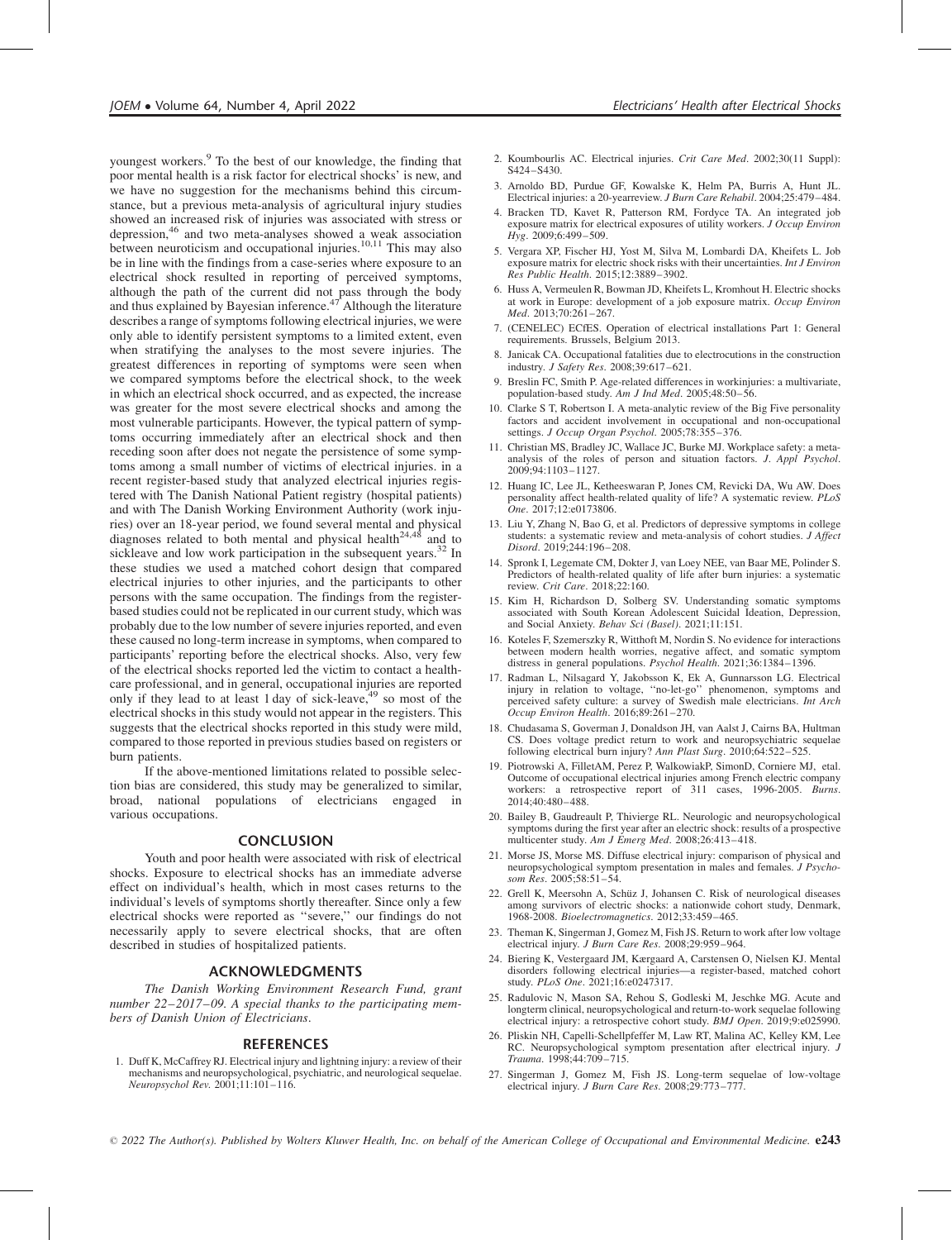youngest workers.[9] To the best of our knowledge, the finding that poor mental health is a risk factor for electrical shocks' is new, and we have no suggestion for the mechanisms behind this circumstance, but a previous meta-analysis of agricultural injury studies showed an increased risk of injuries was associated with stress or depression,[46] and two meta-analyses showed a weak association between neuroticism and occupational injuries.[10,11] This may also be in line with the findings from a case-series where exposure to an electrical shock resulted in reporting of perceived symptoms, although the path of the current did not pass through the body and thus explained by Bayesian inference.[47] Although the literature describes a range of symptoms following electrical injuries, we were only able to identify persistent symptoms to a limited extent, even when stratifying the analyses to the most severe injuries. The greatest differences in reporting of symptoms were seen when we compared symptoms before the electrical shock, to the week in which an electrical shock occurred, and as expected, the increase was greater for the most severe electrical shocks and among the most vulnerable participants. However, the typical pattern of symptoms occurring immediately after an electrical shock and then receding soon after does not negate the persistence of some symptoms among a small number of victims of electrical injuries. in a recent register-based study that analyzed electrical injuries registered with The Danish National Patient registry (hospital patients) and with The Danish Working Environment Authority (work injuries) over an 18-year period, we found several mental and physical diagnoses related to both mental and physical health[24,48] and to sickleave and low work participation in the subsequent years.[32] In these studies we used a matched cohort design that compared electrical injuries to other injuries, and the participants to other persons with the same occupation. The findings from the register-based studies could not be replicated in our current study, which was probably due to the low number of severe injuries reported, and even these caused no long-term increase in symptoms, when compared to participants' reporting before the electrical shocks. Also, very few of the electrical shocks reported led the victim to contact a healthcare professional, and in general, occupational injuries are reported only if they lead to at least 1 day of sick-leave,[49] so most of the electrical shocks in this study would not appear in the registers. This suggests that the electrical shocks reported in this study were mild, compared to those reported in previous studies based on registers or burn patients.

If the above-mentioned limitations related to possible selection bias are considered, this study may be generalized to similar, broad, national populations of electricians engaged in various occupations.

## CONCLUSION

Youth and poor health were associated with risk of electrical shocks. Exposure to electrical shocks has an immediate adverse effect on individual's health, which in most cases returns to the individual's levels of symptoms shortly thereafter. Since only a few electrical shocks were reported as "severe," our findings do not necessarily apply to severe electrical shocks, that are often described in studies of hospitalized patients.

## ACKNOWLEDGMENTS

*The Danish Working Environment Research Fund, grant number 22–2017–09. A special thanks to the participating members of Danish Union of Electricians.*

## REFERENCES

1. Duff K, McCaffrey RJ. Electrical injury and lightning injury: a review of their mechanisms and neuropsychological, psychiatric, and neurological sequelae. *Neuropsychol Rev*. 2001;11:101–116.
2. Koumbourlis AC. Electrical injuries. *Crit Care Med*. 2002;30(11 Suppl): S424–S430.
3. Arnoldo BD, Purdue GF, Kowalske K, Helm PA, Burris A, Hunt JL. Electrical injuries: a 20-yearreview. *J Burn Care Rehabil*. 2004;25:479–484.
4. Bracken TD, Kavet R, Patterson RM, Fordyce TA. An integrated job exposure matrix for electrical exposures of utility workers. *J Occup Environ Hyg*. 2009;6:499–509.
5. Vergara XP, Fischer HJ, Yost M, Silva M, Lombardi DA, Kheifets L. Job exposure matrix for electric shock risks with their uncertainties. *Int J Environ Res Public Health*. 2015;12:3889–3902.
6. Huss A, Vermeulen R, Bowman JD, Kheifets L, Kromhout H. Electric shocks at work in Europe: development of a job exposure matrix. *Occup Environ Med*. 2013;70:261–267.
7. (CENELEC) ECfES. Operation of electrical installations Part 1: General requirements. Brussels, Belgium 2013.
8. Janicak CA. Occupational fatalities due to electrocutions in the construction industry. *J Safety Res*. 2008;39:617–621.
9. Breslin FC, Smith P. Age-related differences in workinjuries: a multivariate, population-based study. *Am J Ind Med*. 2005;48:50–56.
10. Clarke S T, Robertson I. A meta-analytic review of the Big Five personality factors and accident involvement in occupational and non-occupational settings. *J Occup Organ Psychol*. 2005;78:355–376.
11. Christian MS, Bradley JC, Wallace JC, Burke MJ. Workplace safety: a meta-analysis of the roles of person and situation factors. *J. Appl Psychol*. 2009;94:1103–1127.
12. Huang IC, Lee JL, Ketheeswaran P, Jones CM, Revicki DA, Wu AW. Does personality affect health-related quality of life? A systematic review. *PLoS One*. 2017;12:e0173806.
13. Liu Y, Zhang N, Bao G, et al. Predictors of depressive symptoms in college students: a systematic review and meta-analysis of cohort studies. *J Affect Disord*. 2019;244:196–208.
14. Spronk I, Legemate CM, Dokter J, van Loey NEE, van Baar ME, Polinder S. Predictors of health-related quality of life after burn injuries: a systematic review. *Crit Care*. 2018;22:160.
15. Kim H, Richardson D, Solberg SV. Understanding somatic symptoms associated with South Korean Adolescent Suicidal Ideation, Depression, and Social Anxiety. *Behav Sci (Basel)*. 2021;11:151.
16. Koteles F, Szemerszky R, Witthoft M, Nordin S. No evidence for interactions between modern health worries, negative affect, and somatic symptom distress in general populations. *Psychol Health*. 2021;36:1384–1396.
17. Radman L, Nilsagard Y, Jakobsson K, Ek A, Gunnarsson LG. Electrical injury in relation to voltage, "no-let-go" phenomenon, symptoms and perceived safety culture: a survey of Swedish male electricians. *Int Arch Occup Environ Health*. 2016;89:261–270.
18. Chudasama S, Goverman J, Donaldson JH, van Aalst J, Cairns BA, Hultman CS. Does voltage predict return to work and neuropsychiatric sequelae following electrical burn injury? *Ann Plast Surg*. 2010;64:522–525.
19. Piotrowski A, FilletAM, Perez P, WalkowiakP, SimonD, Corniere MJ, etal. Outcome of occupational electrical injuries among French electric company workers: a retrospective report of 311 cases, 1996-2005. *Burns*. 2014;40:480–488.
20. Bailey B, Gaudreault P, Thivierge RL. Neurologic and neuropsychological symptoms during the first year after an electric shock: results of a prospective multicenter study. *Am J Emerg Med*. 2008;26:413–418.
21. Morse JS, Morse MS. Diffuse electrical injury: comparison of physical and neuropsychological symptom presentation in males and females. *J Psychosom Res*. 2005;58:51–54.
22. Grell K, Meersohn A, Schüz J, Johansen C. Risk of neurological diseases among survivors of electric shocks: a nationwide cohort study, Denmark, 1968-2008. *Bioelectromagnetics*. 2012;33:459–465.
23. Theman K, Singerman J, Gomez M, Fish JS. Return to work after low voltage electrical injury. *J Burn Care Res*. 2008;29:959–964.
24. Biering K, Vestergaard JM, Kærgaard A, Carstensen O, Nielsen KJ. Mental disorders following electrical injuries—a register-based, matched cohort study. *PLoS One*. 2021;16:e0247317.
25. Radulovic N, Mason SA, Rehou S, Godleski M, Jeschke MG. Acute and longterm clinical, neuropsychological and return-to-work sequelae following electrical injury: a retrospective cohort study. *BMJ Open*. 2019;9:e025990.
26. Pliskin NH, Capelli-Schellpfeffer M, Law RT, Malina AC, Kelley KM, Lee RC. Neuropsychological symptom presentation after electrical injury. *J Trauma*. 1998;44:709–715.
27. Singerman J, Gomez M, Fish JS. Long-term sequelae of low-voltage electrical injury. *J Burn Care Res*. 2008;29:773–777.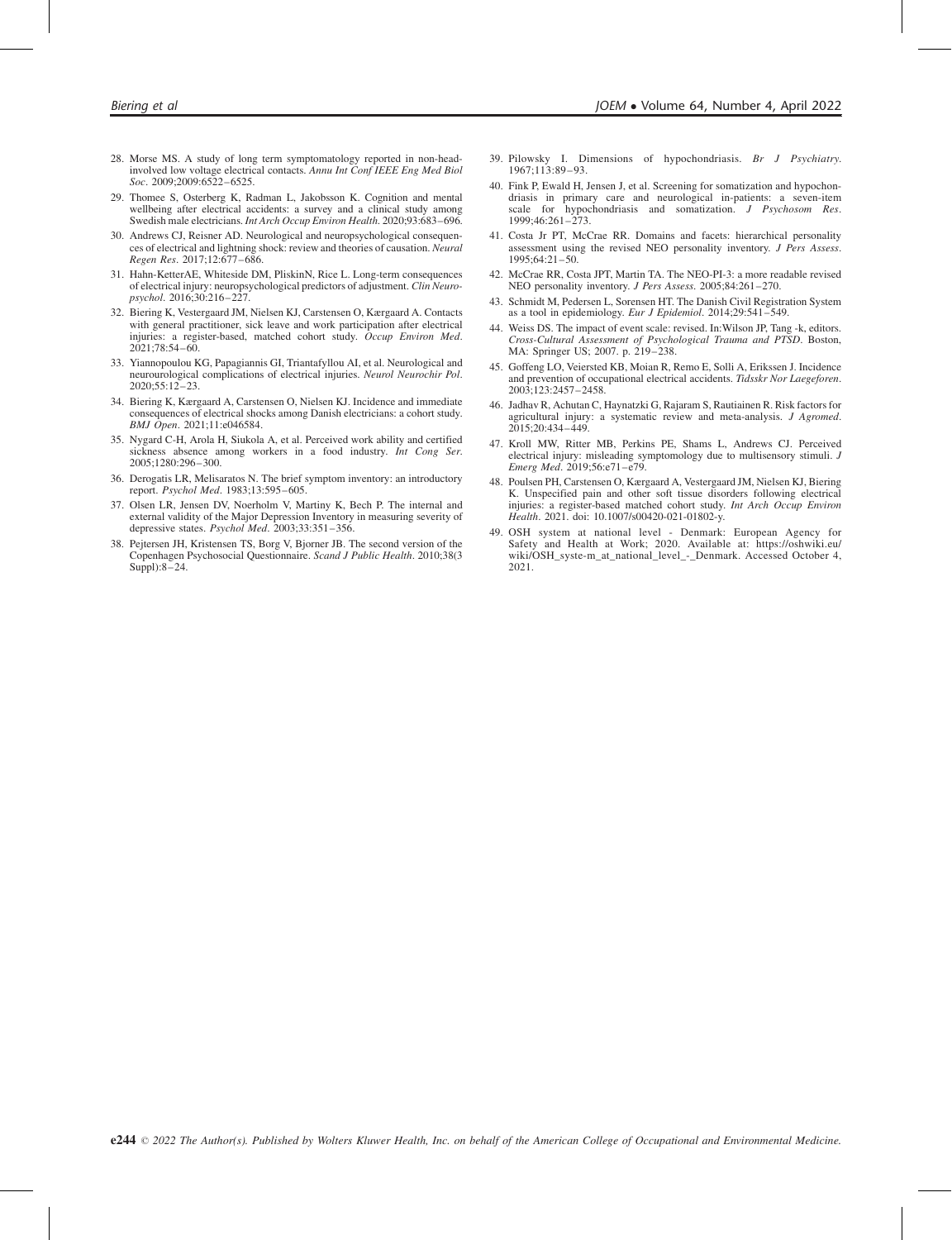28. Morse MS. A study of long term symptomatology reported in non-head-involved low voltage electrical contacts. *Annu Int Conf IEEE Eng Med Biol Soc*. 2009;2009:6522–6525.
29. Thomee S, Osterberg K, Radman L, Jakobsson K. Cognition and mental wellbeing after electrical accidents: a survey and a clinical study among Swedish male electricians. *Int Arch Occup Environ Health*. 2020;93:683–696.
30. Andrews CJ, Reisner AD. Neurological and neuropsychological consequences of electrical and lightning shock: review and theories of causation. *Neural Regen Res*. 2017;12:677–686.
31. Hahn-KetterAE, Whiteside DM, PliskinN, Rice L. Long-term consequences of electrical injury: neuropsychological predictors of adjustment. *Clin Neuropsychol*. 2016;30:216–227.
32. Biering K, Vestergaard JM, Nielsen KJ, Carstensen O, Kærgaard A. Contacts with general practitioner, sick leave and work participation after electrical injuries: a register-based, matched cohort study. *Occup Environ Med*. 2021;78:54–60.
33. Yiannopoulou KG, Papagiannis GI, Triantafyllou AI, et al. Neurological and neurourological complications of electrical injuries. *Neurol Neurochir Pol*. 2020;55:12–23.
34. Biering K, Kærgaard A, Carstensen O, Nielsen KJ. Incidence and immediate consequences of electrical shocks among Danish electricians: a cohort study. *BMJ Open*. 2021;11:e046584.
35. Nygard C-H, Arola H, Siukola A, et al. Perceived work ability and certified sickness absence among workers in a food industry. *Int Cong Ser*. 2005;1280:296–300.
36. Derogatis LR, Melisaratos N. The brief symptom inventory: an introductory report. *Psychol Med*. 1983;13:595–605.
37. Olsen LR, Jensen DV, Noerholm V, Martiny K, Bech P. The internal and external validity of the Major Depression Inventory in measuring severity of depressive states. *Psychol Med*. 2003;33:351–356.
38. Pejtersen JH, Kristensen TS, Borg V, Bjorner JB. The second version of the Copenhagen Psychosocial Questionnaire. *Scand J Public Health*. 2010;38(3 Suppl):8–24.
39. Pilowsky I. Dimensions of hypochondriasis. *Br J Psychiatry*. 1967;113:89–93.
40. Fink P, Ewald H, Jensen J, et al. Screening for somatization and hypochondriasis in primary care and neurological in-patients: a seven-item scale for hypochondriasis and somatization. *J Psychosom Res*. 1999;46:261–273.
41. Costa Jr PT, McCrae RR. Domains and facets: hierarchical personality assessment using the revised NEO personality inventory. *J Pers Assess*. 1995;64:21–50.
42. McCrae RR, Costa JPT, Martin TA. The NEO-PI-3: a more readable revised NEO personality inventory. *J Pers Assess*. 2005;84:261–270.
43. Schmidt M, Pedersen L, Sorensen HT. The Danish Civil Registration System as a tool in epidemiology. *Eur J Epidemiol*. 2014;29:541–549.
44. Weiss DS. The impact of event scale: revised. In:Wilson JP, Tang -k, editors. *Cross-Cultural Assessment of Psychological Trauma and PTSD*. Boston, MA: Springer US; 2007. p. 219–238.
45. Goffeng LO, Veiersted KB, Moian R, Remo E, Solli A, Erikssen J. Incidence and prevention of occupational electrical accidents. *Tidsskr Nor Laegeforen*. 2003;123:2457–2458.
46. Jadhav R, Achutan C, Haynatzki G, Rajaram S, Rautiainen R. Risk factors for agricultural injury: a systematic review and meta-analysis. *J Agromed*. 2015;20:434–449.
47. Kroll MW, Ritter MB, Perkins PE, Shams L, Andrews CJ. Perceived electrical injury: misleading symptomology due to multisensory stimuli. *J Emerg Med*. 2019;56:e71–e79.
48. Poulsen PH, Carstensen O, Kærgaard A, Vestergaard JM, Nielsen KJ, Biering K. Unspecified pain and other soft tissue disorders following electrical injuries: a register-based matched cohort study. *Int Arch Occup Environ Health*. 2021. doi: 10.1007/s00420-021-01802-y.
49. OSH system at national level - Denmark: European Agency for Safety and Health at Work; 2020. Available at: https://oshwiki.eu/wiki/OSH_syste-m_at_national_level_-_Denmark. Accessed October 4, 2021.